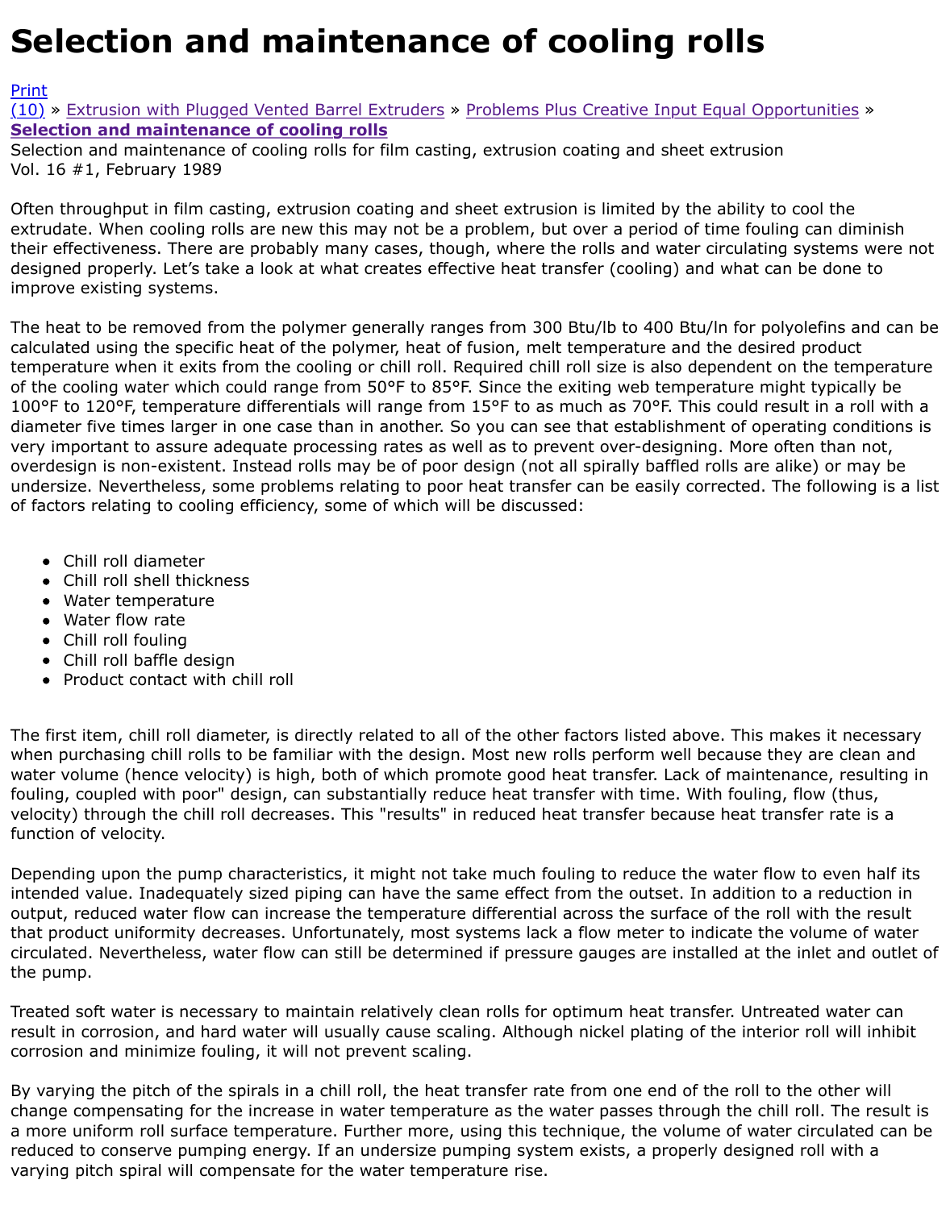# Selection and maintenance of cooling rolls

Print
(10) » Extrusion with Plugged Vented Barrel Extruders » Problems Plus Creative Input Equal Opportunities » **Selection and maintenance of cooling rolls**
Selection and maintenance of cooling rolls for film casting, extrusion coating and sheet extrusion
Vol. 16 #1, February 1989

Often throughput in film casting, extrusion coating and sheet extrusion is limited by the ability to cool the extrudate. When cooling rolls are new this may not be a problem, but over a period of time fouling can diminish their effectiveness. There are probably many cases, though, where the rolls and water circulating systems were not designed properly. Let's take a look at what creates effective heat transfer (cooling) and what can be done to improve existing systems.

The heat to be removed from the polymer generally ranges from 300 Btu/lb to 400 Btu/ln for polyolefins and can be calculated using the specific heat of the polymer, heat of fusion, melt temperature and the desired product temperature when it exits from the cooling or chill roll. Required chill roll size is also dependent on the temperature of the cooling water which could range from 50°F to 85°F. Since the exiting web temperature might typically be 100°F to 120°F, temperature differentials will range from 15°F to as much as 70°F. This could result in a roll with a diameter five times larger in one case than in another. So you can see that establishment of operating conditions is very important to assure adequate processing rates as well as to prevent over-designing. More often than not, overdesign is non-existent. Instead rolls may be of poor design (not all spirally baffled rolls are alike) or may be undersize. Nevertheless, some problems relating to poor heat transfer can be easily corrected. The following is a list of factors relating to cooling efficiency, some of which will be discussed:

- Chill roll diameter
- Chill roll shell thickness
- Water temperature
- Water flow rate
- Chill roll fouling
- Chill roll baffle design
- Product contact with chill roll

The first item, chill roll diameter, is directly related to all of the other factors listed above. This makes it necessary when purchasing chill rolls to be familiar with the design. Most new rolls perform well because they are clean and water volume (hence velocity) is high, both of which promote good heat transfer. Lack of maintenance, resulting in fouling, coupled with poor" design, can substantially reduce heat transfer with time. With fouling, flow (thus, velocity) through the chill roll decreases. This "results" in reduced heat transfer because heat transfer rate is a function of velocity.

Depending upon the pump characteristics, it might not take much fouling to reduce the water flow to even half its intended value. Inadequately sized piping can have the same effect from the outset. In addition to a reduction in output, reduced water flow can increase the temperature differential across the surface of the roll with the result that product uniformity decreases. Unfortunately, most systems lack a flow meter to indicate the volume of water circulated. Nevertheless, water flow can still be determined if pressure gauges are installed at the inlet and outlet of the pump.

Treated soft water is necessary to maintain relatively clean rolls for optimum heat transfer. Untreated water can result in corrosion, and hard water will usually cause scaling. Although nickel plating of the interior roll will inhibit corrosion and minimize fouling, it will not prevent scaling.

By varying the pitch of the spirals in a chill roll, the heat transfer rate from one end of the roll to the other will change compensating for the increase in water temperature as the water passes through the chill roll. The result is a more uniform roll surface temperature. Further more, using this technique, the volume of water circulated can be reduced to conserve pumping energy. If an undersize pumping system exists, a properly designed roll with a varying pitch spiral will compensate for the water temperature rise.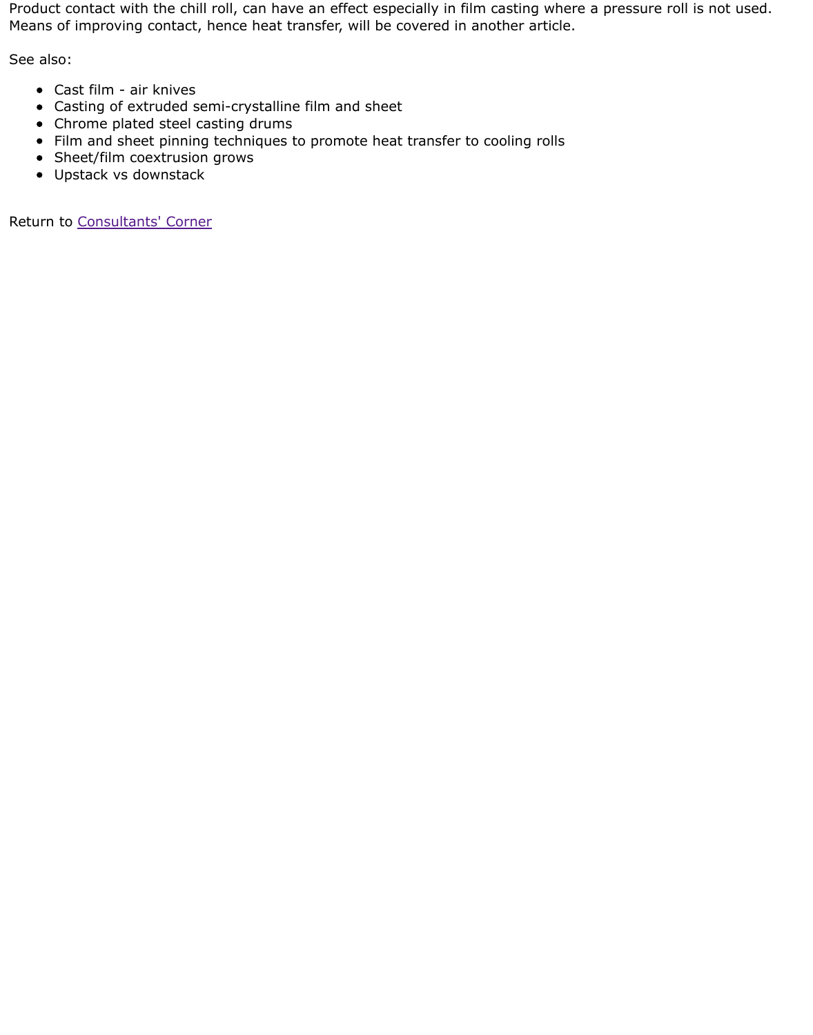Product contact with the chill roll, can have an effect especially in film casting where a pressure roll is not used. Means of improving contact, hence heat transfer, will be covered in another article.

See also:

- Cast film - air knives
- Casting of extruded semi-crystalline film and sheet
- Chrome plated steel casting drums
- Film and sheet pinning techniques to promote heat transfer to cooling rolls
- Sheet/film coextrusion grows
- Upstack vs downstack

Return to Consultants' Corner